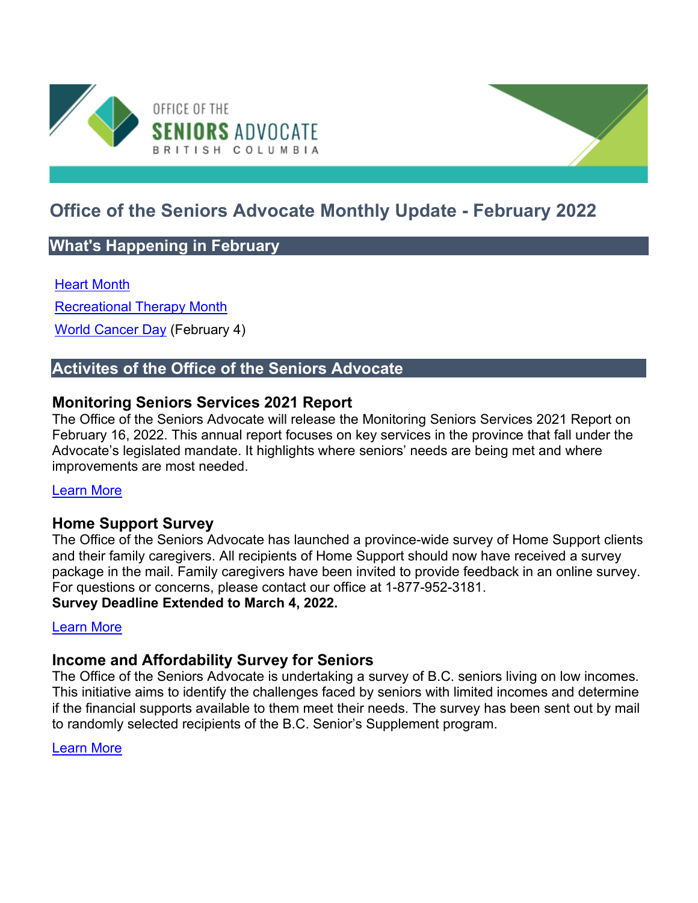OFFICE OF THE SENIORS ADVOCATE BRITISH COLUMBIA

# Office of the Seniors Advocate Monthly Update - February 2022

## What's Happening in February

Heart Month

Recreational Therapy Month

World Cancer Day (February 4)

## Activites of the Office of the Seniors Advocate

### Monitoring Seniors Services 2021 Report

The Office of the Seniors Advocate will release the Monitoring Seniors Services 2021 Report on February 16, 2022. This annual report focuses on key services in the province that fall under the Advocate's legislated mandate. It highlights where seniors' needs are being met and where improvements are most needed.

Learn More

### Home Support Survey

The Office of the Seniors Advocate has launched a province-wide survey of Home Support clients and their family caregivers. All recipients of Home Support should now have received a survey package in the mail. Family caregivers have been invited to provide feedback in an online survey. For questions or concerns, please contact our office at 1-877-952-3181.

**Survey Deadline Extended to March 4, 2022.**

Learn More

### Income and Affordability Survey for Seniors

The Office of the Seniors Advocate is undertaking a survey of B.C. seniors living on low incomes. This initiative aims to identify the challenges faced by seniors with limited incomes and determine if the financial supports available to them meet their needs. The survey has been sent out by mail to randomly selected recipients of the B.C. Senior's Supplement program.

Learn More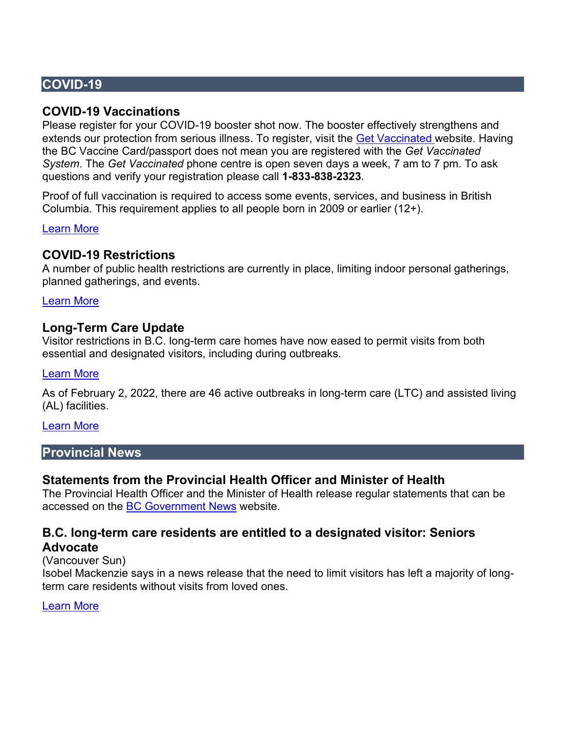## COVID-19

### COVID-19 Vaccinations

Please register for your COVID-19 booster shot now. The booster effectively strengthens and extends our protection from serious illness. To register, visit the [Get Vaccinated](#) website. Having the BC Vaccine Card/passport does not mean you are registered with the *Get Vaccinated System*. The *Get Vaccinated* phone centre is open seven days a week, 7 am to 7 pm. To ask questions and verify your registration please call **1-833-838-2323**.

Proof of full vaccination is required to access some events, services, and business in British Columbia. This requirement applies to all people born in 2009 or earlier (12+).

[Learn More](#)

### COVID-19 Restrictions

A number of public health restrictions are currently in place, limiting indoor personal gatherings, planned gatherings, and events.

[Learn More](#)

### Long-Term Care Update

Visitor restrictions in B.C. long-term care homes have now eased to permit visits from both essential and designated visitors, including during outbreaks.

[Learn More](#)

As of February 2, 2022, there are 46 active outbreaks in long-term care (LTC) and assisted living (AL) facilities.

[Learn More](#)

## Provincial News

### Statements from the Provincial Health Officer and Minister of Health

The Provincial Health Officer and the Minister of Health release regular statements that can be accessed on the [BC Government News](#) website.

### B.C. long-term care residents are entitled to a designated visitor: Seniors Advocate

(Vancouver Sun)

Isobel Mackenzie says in a news release that the need to limit visitors has left a majority of long-term care residents without visits from loved ones.

[Learn More](#)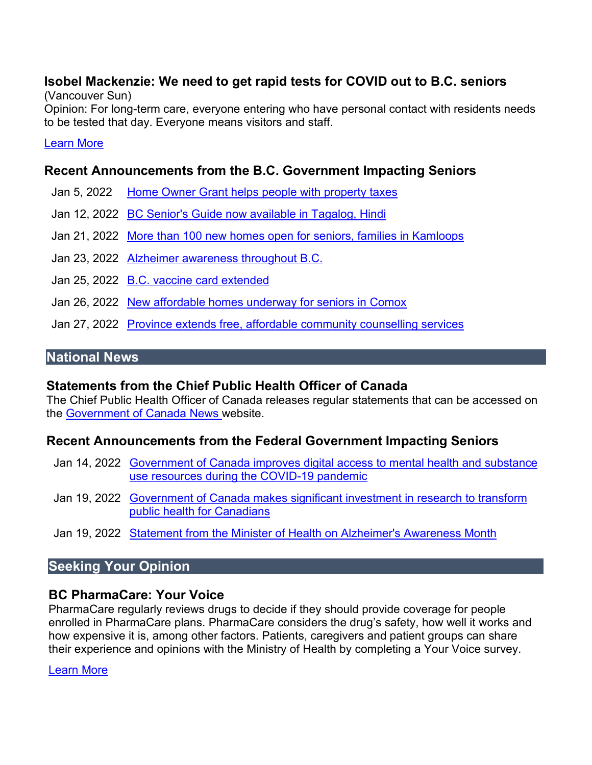### Isobel Mackenzie: We need to get rapid tests for COVID out to B.C. seniors

(Vancouver Sun)
Opinion: For long-term care, everyone entering who have personal contact with residents needs to be tested that day. Everyone means visitors and staff.

Learn More

### Recent Announcements from the B.C. Government Impacting Seniors

| | |
|---|---|
| Jan 5, 2022 | Home Owner Grant helps people with property taxes |
| Jan 12, 2022 | BC Senior's Guide now available in Tagalog, Hindi |
| Jan 21, 2022 | More than 100 new homes open for seniors, families in Kamloops |
| Jan 23, 2022 | Alzheimer awareness throughout B.C. |
| Jan 25, 2022 | B.C. vaccine card extended |
| Jan 26, 2022 | New affordable homes underway for seniors in Comox |
| Jan 27, 2022 | Province extends free, affordable community counselling services |

## National News

### Statements from the Chief Public Health Officer of Canada

The Chief Public Health Officer of Canada releases regular statements that can be accessed on the Government of Canada News website.

### Recent Announcements from the Federal Government Impacting Seniors

| | |
|---|---|
| Jan 14, 2022 | Government of Canada improves digital access to mental health and substance use resources during the COVID-19 pandemic |
| Jan 19, 2022 | Government of Canada makes significant investment in research to transform public health for Canadians |
| Jan 19, 2022 | Statement from the Minister of Health on Alzheimer's Awareness Month |

## Seeking Your Opinion

### BC PharmaCare: Your Voice

PharmaCare regularly reviews drugs to decide if they should provide coverage for people enrolled in PharmaCare plans. PharmaCare considers the drug's safety, how well it works and how expensive it is, among other factors. Patients, caregivers and patient groups can share their experience and opinions with the Ministry of Health by completing a Your Voice survey.

Learn More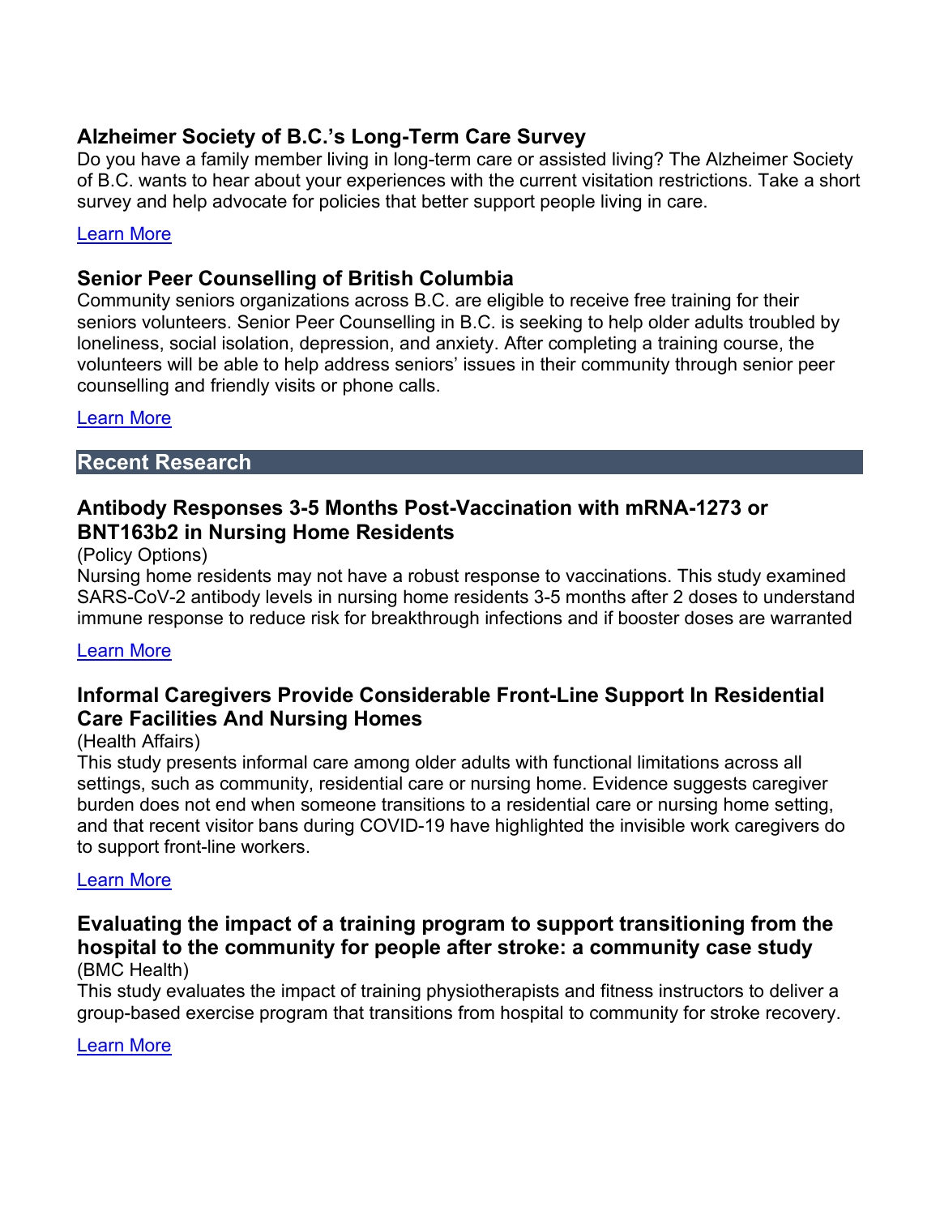### Alzheimer Society of B.C.'s Long-Term Care Survey

Do you have a family member living in long-term care or assisted living? The Alzheimer Society of B.C. wants to hear about your experiences with the current visitation restrictions. Take a short survey and help advocate for policies that better support people living in care.

Learn More

### Senior Peer Counselling of British Columbia

Community seniors organizations across B.C. are eligible to receive free training for their seniors volunteers. Senior Peer Counselling in B.C. is seeking to help older adults troubled by loneliness, social isolation, depression, and anxiety. After completing a training course, the volunteers will be able to help address seniors' issues in their community through senior peer counselling and friendly visits or phone calls.

Learn More

## Recent Research

### Antibody Responses 3-5 Months Post-Vaccination with mRNA-1273 or BNT163b2 in Nursing Home Residents

(Policy Options)

Nursing home residents may not have a robust response to vaccinations. This study examined SARS-CoV-2 antibody levels in nursing home residents 3-5 months after 2 doses to understand immune response to reduce risk for breakthrough infections and if booster doses are warranted

Learn More

### Informal Caregivers Provide Considerable Front-Line Support In Residential Care Facilities And Nursing Homes

(Health Affairs)

This study presents informal care among older adults with functional limitations across all settings, such as community, residential care or nursing home. Evidence suggests caregiver burden does not end when someone transitions to a residential care or nursing home setting, and that recent visitor bans during COVID-19 have highlighted the invisible work caregivers do to support front-line workers.

Learn More

### Evaluating the impact of a training program to support transitioning from the hospital to the community for people after stroke: a community case study

(BMC Health)

This study evaluates the impact of training physiotherapists and fitness instructors to deliver a group-based exercise program that transitions from hospital to community for stroke recovery.

Learn More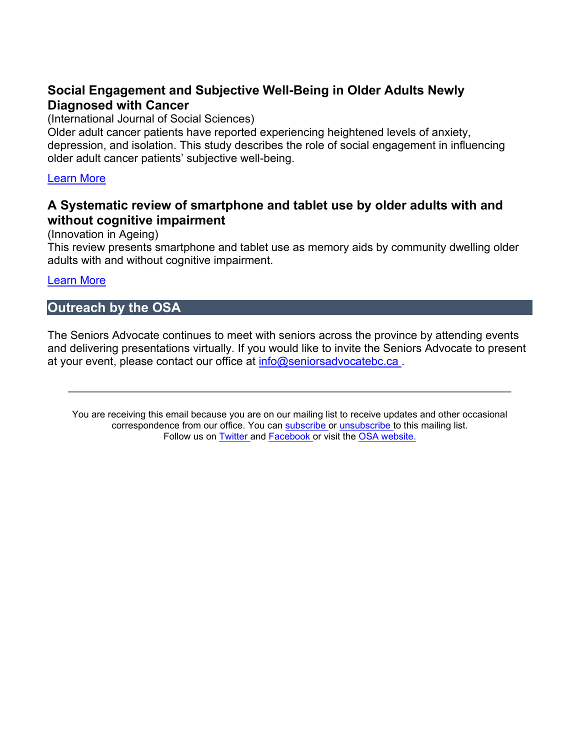### Social Engagement and Subjective Well-Being in Older Adults Newly Diagnosed with Cancer

(International Journal of Social Sciences)
Older adult cancer patients have reported experiencing heightened levels of anxiety, depression, and isolation. This study describes the role of social engagement in influencing older adult cancer patients' subjective well-being.

Learn More

### A Systematic review of smartphone and tablet use by older adults with and without cognitive impairment

(Innovation in Ageing)
This review presents smartphone and tablet use as memory aids by community dwelling older adults with and without cognitive impairment.

Learn More

## Outreach by the OSA

The Seniors Advocate continues to meet with seniors across the province by attending events and delivering presentations virtually. If you would like to invite the Seniors Advocate to present at your event, please contact our office at info@seniorsadvocatebc.ca .

---

You are receiving this email because you are on our mailing list to receive updates and other occasional correspondence from our office. You can subscribe or unsubscribe to this mailing list.
Follow us on Twitter and Facebook or visit the OSA website.